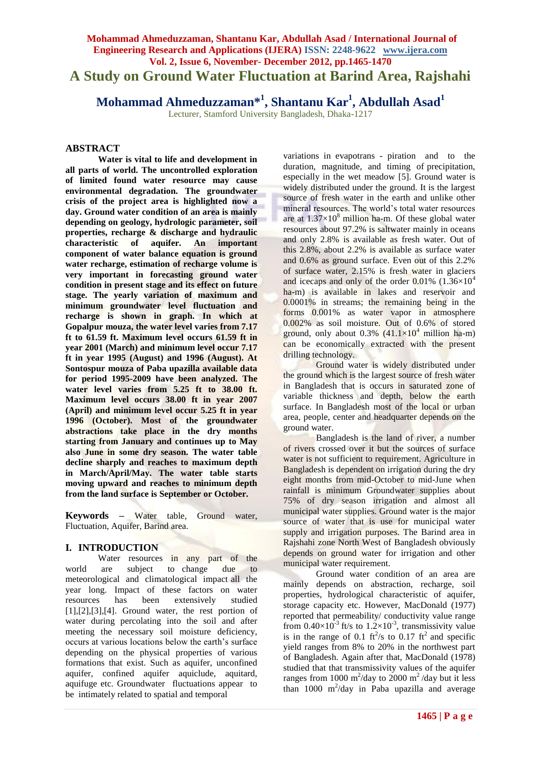# A Study on Ground Water Fluctuation at Barind Area, Rajshahi

**Mohammad Ahmeduzzaman*[1], Shantanu Kar[1], Abdullah Asad[1]**

Lecturer, Stamford University Bangladesh, Dhaka-1217

## ABSTRACT

**Water is vital to life and development in all parts of world. The uncontrolled exploration of limited found water resource may cause environmental degradation. The groundwater crisis of the project area is highlighted now a day. Ground water condition of an area is mainly depending on geology, hydrologic parameter, soil properties, recharge & discharge and hydraulic characteristic of aquifer. An important component of water balance equation is ground water recharge, estimation of recharge volume is very important in forecasting ground water condition in present stage and its effect on future stage. The yearly variation of maximum and minimum groundwater level fluctuation and recharge is shown in graph. In which at Gopalpur mouza, the water level varies from 7.17 ft to 61.59 ft. Maximum level occurs 61.59 ft in year 2001 (March) and minimum level occur 7.17 ft in year 1995 (August) and 1996 (August). At Sontospur mouza of Paba upazilla available data for period 1995-2009 have been analyzed. The water level varies from 5.25 ft to 38.00 ft. Maximum level occurs 38.00 ft in year 2007 (April) and minimum level occur 5.25 ft in year 1996 (October). Most of the groundwater abstractions take place in the dry months starting from January and continues up to May also June in some dry season. The water table decline sharply and reaches to maximum depth in March/April/May. The water table starts moving upward and reaches to minimum depth from the land surface is September or October.**

**Keywords** – Water table, Ground water, Fluctuation, Aquifer, Barind area.

## I. INTRODUCTION

Water resources in any part of the world are subject to change due to meteorological and climatological impact all the year long. Impact of these factors on water resources has been extensively studied [1],[2],[3],[4]. Ground water, the rest portion of water during percolating into the soil and after meeting the necessary soil moisture deficiency, occurs at various locations below the earth's surface depending on the physical properties of various formations that exist. Such as aquifer, unconfined aquifer, confined aquifer aquiclude, aquitard, aquifuge etc. Groundwater fluctuations appear to be intimately related to spatial and temporal variations in evapotrans - piration and to the duration, magnitude, and timing of precipitation, especially in the wet meadow [5]. Ground water is widely distributed under the ground. It is the largest source of fresh water in the earth and unlike other mineral resources. The world's total water resources are at $1.37\times10^{8}$ million ha-m. Of these global water resources about 97.2% is saltwater mainly in oceans and only 2.8% is available as fresh water. Out of this 2.8%, about 2.2% is available as surface water and 0.6% as ground surface. Even out of this 2.2% of surface water, 2.15% is fresh water in glaciers and icecaps and only of the order 0.01% ($1.36\times10^{4}$ ha-m) is available in lakes and reservoir and 0.0001% in streams; the remaining being in the forms 0.001% as water vapor in atmosphere 0.002% as soil moisture. Out of 0.6% of stored ground, only about 0.3% ($41.1\times10^{4}$ million ha-m) can be economically extracted with the present drilling technology.

Ground water is widely distributed under the ground which is the largest source of fresh water in Bangladesh that is occurs in saturated zone of variable thickness and depth, below the earth surface. In Bangladesh most of the local or urban area, people, center and headquarter depends on the ground water.

Bangladesh is the land of river, a number of rivers crossed over it but the sources of surface water is not sufficient to requirement. Agriculture in Bangladesh is dependent on irrigation during the dry eight months from mid-October to mid-June when rainfall is minimum Groundwater supplies about 75% of dry season irrigation and almost all municipal water supplies. Ground water is the major source of water that is use for municipal water supply and irrigation purposes. The Barind area in Rajshahi zone North West of Bangladesh obviously depends on ground water for irrigation and other municipal water requirement.

Ground water condition of an area are mainly depends on abstraction, recharge, soil properties, hydrological characteristic of aquifer, storage capacity etc. However, MacDonald (1977) reported that permeability/ conductivity value range from $0.40\times10^{-3}$ ft/s to $1.2\times10^{-3}$, transmissivity value is in the range of 0.1 $ft^2/s$ to 0.17 $ft^2$ and specific yield ranges from 8% to 20% in the northwest part of Bangladesh. Again after that, MacDonald (1978) studied that that transmissivity values of the aquifer ranges from 1000 $m^2/day$ to 2000 $m^2$ /day but it less than 1000 $m^2/day$ in Paba upazilla and average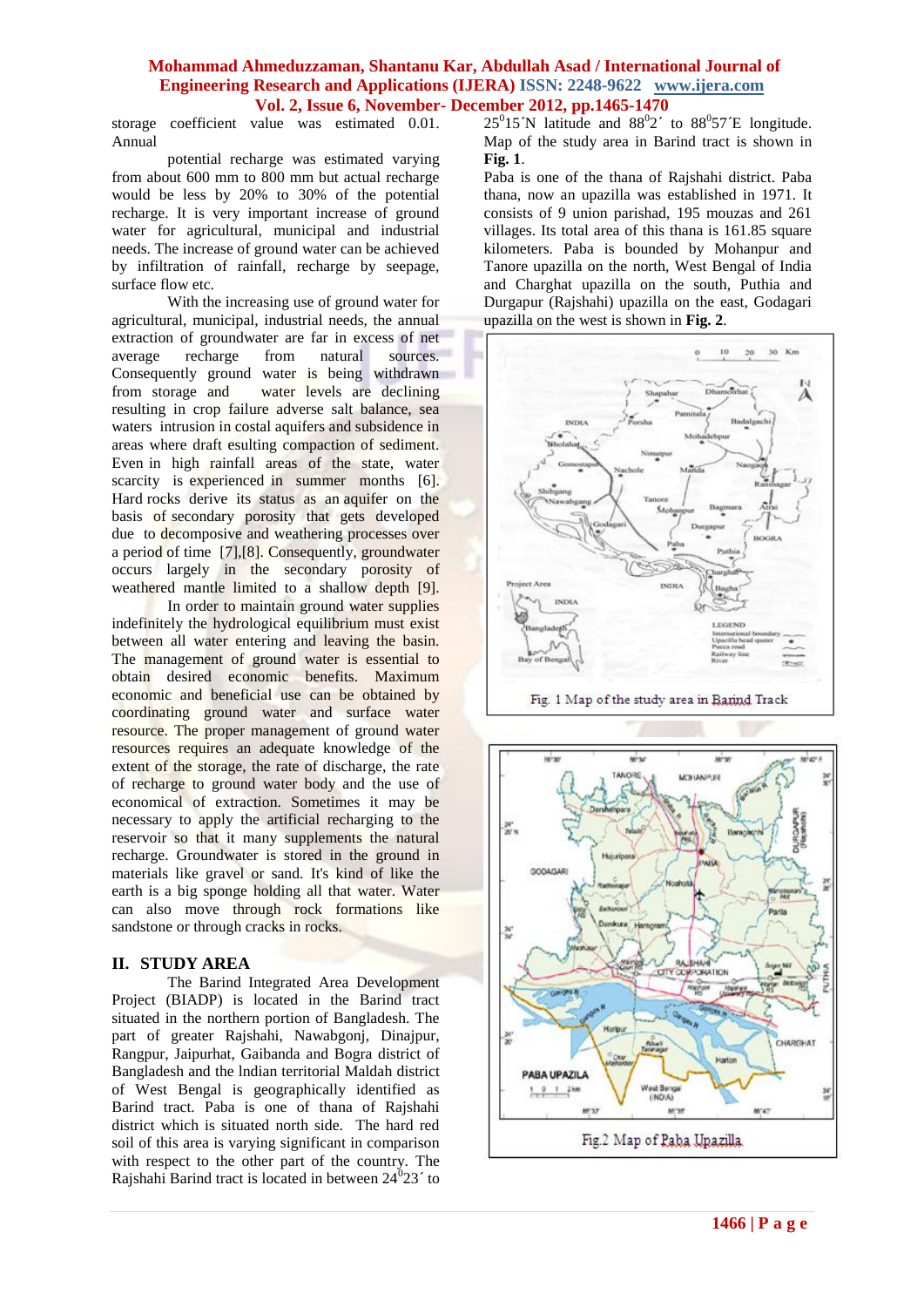storage coefficient value was estimated 0.01. Annual

potential recharge was estimated varying from about 600 mm to 800 mm but actual recharge would be less by 20% to 30% of the potential recharge. It is very important increase of ground water for agricultural, municipal and industrial needs. The increase of ground water can be achieved by infiltration of rainfall, recharge by seepage, surface flow etc.

With the increasing use of ground water for agricultural, municipal, industrial needs, the annual extraction of groundwater are far in excess of net average recharge from natural sources. Consequently ground water is being withdrawn from storage and water levels are declining resulting in crop failure adverse salt balance, sea waters intrusion in costal aquifers and subsidence in areas where draft esulting compaction of sediment. Even in high rainfall areas of the state, water scarcity is experienced in summer months [6]. Hard rocks derive its status as an aquifer on the basis of secondary porosity that gets developed due to decomposive and weathering processes over a period of time [7],[8]. Consequently, groundwater occurs largely in the secondary porosity of weathered mantle limited to a shallow depth [9].

In order to maintain ground water supplies indefinitely the hydrological equilibrium must exist between all water entering and leaving the basin. The management of ground water is essential to obtain desired economic benefits. Maximum economic and beneficial use can be obtained by coordinating ground water and surface water resource. The proper management of ground water resources requires an adequate knowledge of the extent of the storage, the rate of discharge, the rate of recharge to ground water body and the use of economical of extraction. Sometimes it may be necessary to apply the artificial recharging to the reservoir so that it many supplements the natural recharge. Groundwater is stored in the ground in materials like gravel or sand. It's kind of like the earth is a big sponge holding all that water. Water can also move through rock formations like sandstone or through cracks in rocks.

## II. STUDY AREA

The Barind Integrated Area Development Project (BIADP) is located in the Barind tract situated in the northern portion of Bangladesh. The part of greater Rajshahi, Nawabgonj, Dinajpur, Rangpur, Jaipurhat, Gaibanda and Bogra district of Bangladesh and the Indian territorial Maldah district of West Bengal is geographically identified as Barind tract. Paba is one of thana of Rajshahi district which is situated north side. The hard red soil of this area is varying significant in comparison with respect to the other part of the country. The Rajshahi Barind tract is located in between $24^0 23'$ to $25^0 15'$N latitude and $88^0 2'$ to $88^0 57'$E longitude. Map of the study area in Barind tract is shown in **Fig. 1**.

Paba is one of the thana of Rajshahi district. Paba thana, now an upazilla was established in 1971. It consists of 9 union parishad, 195 mouzas and 261 villages. Its total area of this thana is 161.85 square kilometers. Paba is bounded by Mohanpur and Tanore upazilla on the north, West Bengal of India and Charghat upazilla on the south, Puthia and Durgapur (Rajshahi) upazilla on the east, Godagari upazilla on the west is shown in **Fig. 2**.

Fig. 1 Map of the study area in Barind Track

Fig.2 Map of Paba Upazilla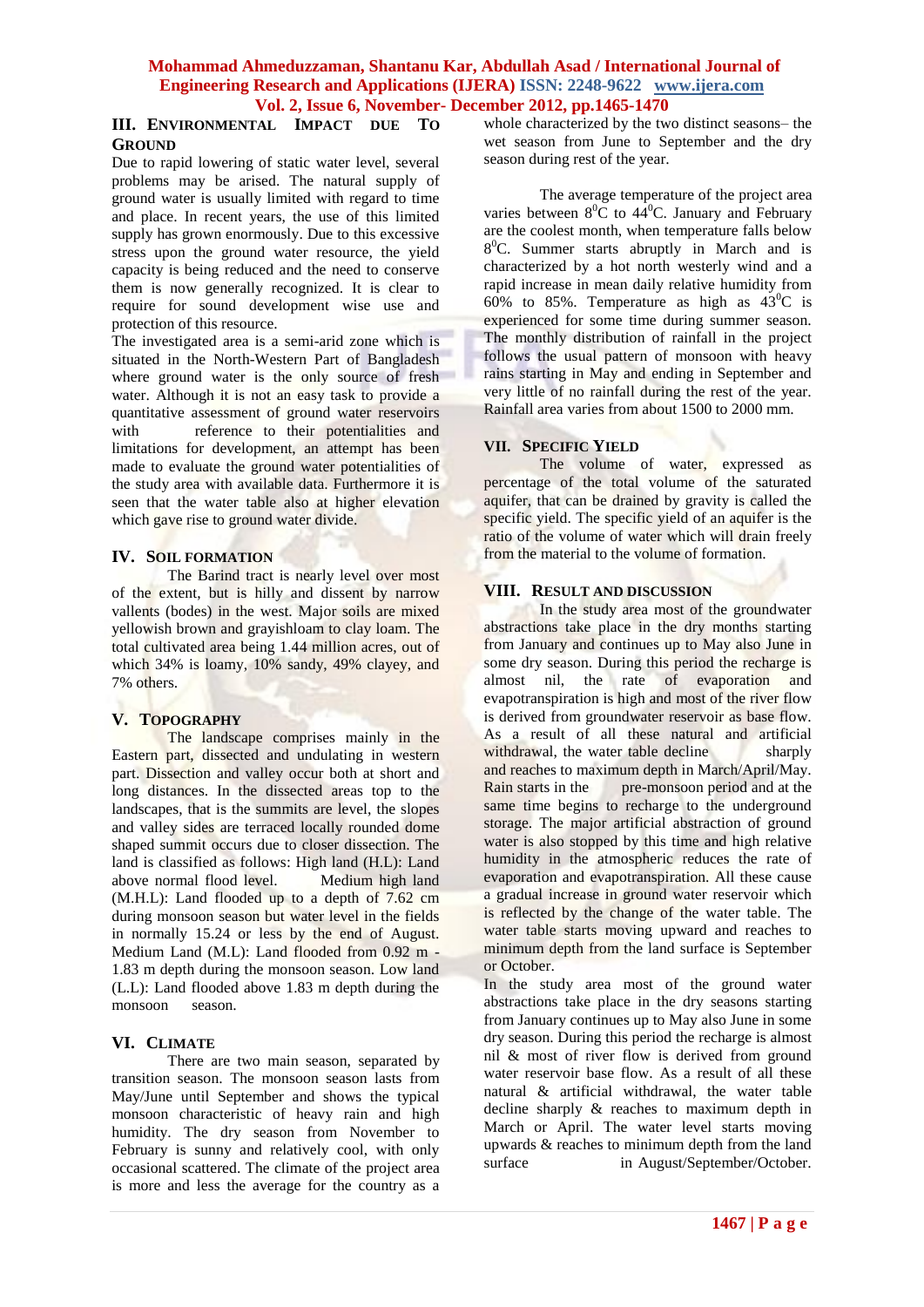## III. Environmental Impact due To Ground

Due to rapid lowering of static water level, several problems may be arised. The natural supply of ground water is usually limited with regard to time and place. In recent years, the use of this limited supply has grown enormously. Due to this excessive stress upon the ground water resource, the yield capacity is being reduced and the need to conserve them is now generally recognized. It is clear to require for sound development wise use and protection of this resource.

The investigated area is a semi-arid zone which is situated in the North-Western Part of Bangladesh where ground water is the only source of fresh water. Although it is not an easy task to provide a quantitative assessment of ground water reservoirs with reference to their potentialities and limitations for development, an attempt has been made to evaluate the ground water potentialities of the study area with available data. Furthermore it is seen that the water table also at higher elevation which gave rise to ground water divide.

## IV. Soil formation

The Barind tract is nearly level over most of the extent, but is hilly and dissent by narrow vallents (bodes) in the west. Major soils are mixed yellowish brown and grayishloam to clay loam. The total cultivated area being 1.44 million acres, out of which 34% is loamy, 10% sandy, 49% clayey, and 7% others.

## V. Topography

The landscape comprises mainly in the Eastern part, dissected and undulating in western part. Dissection and valley occur both at short and long distances. In the dissected areas top to the landscapes, that is the summits are level, the slopes and valley sides are terraced locally rounded dome shaped summit occurs due to closer dissection. The land is classified as follows: High land (H.L): Land above normal flood level. Medium high land (M.H.L): Land flooded up to a depth of 7.62 cm during monsoon season but water level in the fields in normally 15.24 or less by the end of August. Medium Land (M.L): Land flooded from 0.92 m - 1.83 m depth during the monsoon season. Low land (L.L): Land flooded above 1.83 m depth during the monsoon season.

## VI. Climate

There are two main season, separated by transition season. The monsoon season lasts from May/June until September and shows the typical monsoon characteristic of heavy rain and high humidity. The dry season from November to February is sunny and relatively cool, with only occasional scattered. The climate of the project area is more and less the average for the country as a whole characterized by the two distinct seasons– the wet season from June to September and the dry season during rest of the year.

The average temperature of the project area varies between $8^0$C to $44^0$C. January and February are the coolest month, when temperature falls below $8^0$C. Summer starts abruptly in March and is characterized by a hot north westerly wind and a rapid increase in mean daily relative humidity from 60% to 85%. Temperature as high as $43^0$C is experienced for some time during summer season. The monthly distribution of rainfall in the project follows the usual pattern of monsoon with heavy rains starting in May and ending in September and very little of no rainfall during the rest of the year. Rainfall area varies from about 1500 to 2000 mm.

## VII. Specific Yield

The volume of water, expressed as percentage of the total volume of the saturated aquifer, that can be drained by gravity is called the specific yield. The specific yield of an aquifer is the ratio of the volume of water which will drain freely from the material to the volume of formation.

## VIII. Result and discussion

In the study area most of the groundwater abstractions take place in the dry months starting from January and continues up to May also June in some dry season. During this period the recharge is almost nil, the rate of evaporation and evapotranspiration is high and most of the river flow is derived from groundwater reservoir as base flow. As a result of all these natural and artificial withdrawal, the water table decline sharply and reaches to maximum depth in March/April/May. Rain starts in the pre-monsoon period and at the same time begins to recharge to the underground storage. The major artificial abstraction of ground water is also stopped by this time and high relative humidity in the atmospheric reduces the rate of evaporation and evapotranspiration. All these cause a gradual increase in ground water reservoir which is reflected by the change of the water table. The water table starts moving upward and reaches to minimum depth from the land surface is September or October.

In the study area most of the ground water abstractions take place in the dry seasons starting from January continues up to May also June in some dry season. During this period the recharge is almost nil & most of river flow is derived from ground water reservoir base flow. As a result of all these natural & artificial withdrawal, the water table decline sharply & reaches to maximum depth in March or April. The water level starts moving upwards & reaches to minimum depth from the land surface in August/September/October.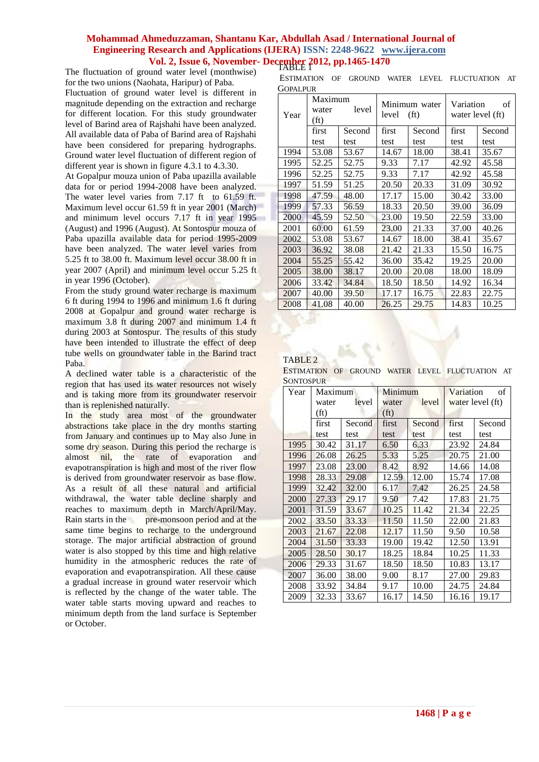The fluctuation of ground water level (monthwise) for the two unions (Naohata, Haripur) of Paba.

Fluctuation of ground water level is different in magnitude depending on the extraction and recharge for different location. For this study groundwater level of Barind area of Rajshahi have been analyzed. All available data of Paba of Barind area of Rajshahi have been considered for preparing hydrographs. Ground water level fluctuation of different region of different year is shown in figure 4.3.1 to 4.3.30.

At Gopalpur mouza union of Paba upazilla available data for or period 1994-2008 have been analyzed. The water level varies from 7.17 ft to 61.59 ft. Maximum level occur 61.59 ft in year 2001 (March) and minimum level occurs 7.17 ft in year 1995 (August) and 1996 (August). At Sontospur mouza of Paba upazilla available data for period 1995-2009 have been analyzed. The water level varies from 5.25 ft to 38.00 ft. Maximum level occur 38.00 ft in year 2007 (April) and minimum level occur 5.25 ft in year 1996 (October).

From the study ground water recharge is maximum 6 ft during 1994 to 1996 and minimum 1.6 ft during 2008 at Gopalpur and ground water recharge is maximum 3.8 ft during 2007 and minimum 1.4 ft during 2003 at Sontospur. The results of this study have been intended to illustrate the effect of deep tube wells on groundwater table in the Barind tract Paba.

A declined water table is a characteristic of the region that has used its water resources not wisely and is taking more from its groundwater reservoir than is replenished naturally.

In the study area most of the groundwater abstractions take place in the dry months starting from January and continues up to May also June in some dry season. During this period the recharge is almost nil, the rate of evaporation and evapotranspiration is high and most of the river flow is derived from groundwater reservoir as base flow. As a result of all these natural and artificial withdrawal, the water table decline sharply and reaches to maximum depth in March/April/May. Rain starts in the pre-monsoon period and at the same time begins to recharge to the underground storage. The major artificial abstraction of ground water is also stopped by this time and high relative humidity in the atmospheric reduces the rate of evaporation and evapotranspiration. All these cause a gradual increase in ground water reservoir which is reflected by the change of the water table. The water table starts moving upward and reaches to minimum depth from the land surface is September or October.

TABLE 1
ESTIMATION OF GROUND WATER LEVEL FLUCTUATION AT GOPALPUR

| Year | Maximum water level (ft) | | Minimum water level (ft) | | Variation of water level (ft) | |
|---|---|---|---|---|---|---|
| | first test | Second test | first test | Second test | first test | Second test |
| 1994 | 53.08 | 53.67 | 14.67 | 18.00 | 38.41 | 35.67 |
| 1995 | 52.25 | 52.75 | 9.33 | 7.17 | 42.92 | 45.58 |
| 1996 | 52.25 | 52.75 | 9.33 | 7.17 | 42.92 | 45.58 |
| 1997 | 51.59 | 51.25 | 20.50 | 20.33 | 31.09 | 30.92 |
| 1998 | 47.59 | 48.00 | 17.17 | 15.00 | 30.42 | 33.00 |
| 1999 | 57.33 | 56.59 | 18.33 | 20.50 | 39.00 | 36.09 |
| 2000 | 45.59 | 52.50 | 23.00 | 19.50 | 22.59 | 33.00 |
| 2001 | 60.00 | 61.59 | 23.00 | 21.33 | 37.00 | 40.26 |
| 2002 | 53.08 | 53.67 | 14.67 | 18.00 | 38.41 | 35.67 |
| 2003 | 36.92 | 38.08 | 21.42 | 21.33 | 15.50 | 16.75 |
| 2004 | 55.25 | 55.42 | 36.00 | 35.42 | 19.25 | 20.00 |
| 2005 | 38.00 | 38.17 | 20.00 | 20.08 | 18.00 | 18.09 |
| 2006 | 33.42 | 34.84 | 18.50 | 18.50 | 14.92 | 16.34 |
| 2007 | 40.00 | 39.50 | 17.17 | 16.75 | 22.83 | 22.75 |
| 2008 | 41.08 | 40.00 | 26.25 | 29.75 | 14.83 | 10.25 |

TABLE 2
ESTIMATION OF GROUND WATER LEVEL FLUCTUATION AT SONTOSPUR

| Year | Maximum water level (ft) | | Minimum water level (ft) | | Variation of water level (ft) | |
|---|---|---|---|---|---|---|
| | first test | Second test | first test | Second test | first test | Second test |
| 1995 | 30.42 | 31.17 | 6.50 | 6.33 | 23.92 | 24.84 |
| 1996 | 26.08 | 26.25 | 5.33 | 5.25 | 20.75 | 21.00 |
| 1997 | 23.08 | 23.00 | 8.42 | 8.92 | 14.66 | 14.08 |
| 1998 | 28.33 | 29.08 | 12.59 | 12.00 | 15.74 | 17.08 |
| 1999 | 32.42 | 32.00 | 6.17 | 7.42 | 26.25 | 24.58 |
| 2000 | 27.33 | 29.17 | 9.50 | 7.42 | 17.83 | 21.75 |
| 2001 | 31.59 | 33.67 | 10.25 | 11.42 | 21.34 | 22.25 |
| 2002 | 33.50 | 33.33 | 11.50 | 11.50 | 22.00 | 21.83 |
| 2003 | 21.67 | 22.08 | 12.17 | 11.50 | 9.50 | 10.58 |
| 2004 | 31.50 | 33.33 | 19.00 | 19.42 | 12.50 | 13.91 |
| 2005 | 28.50 | 30.17 | 18.25 | 18.84 | 10.25 | 11.33 |
| 2006 | 29.33 | 31.67 | 18.50 | 18.50 | 10.83 | 13.17 |
| 2007 | 36.00 | 38.00 | 9.00 | 8.17 | 27.00 | 29.83 |
| 2008 | 33.92 | 34.84 | 9.17 | 10.00 | 24.75 | 24.84 |
| 2009 | 32.33 | 33.67 | 16.17 | 14.50 | 16.16 | 19.17 |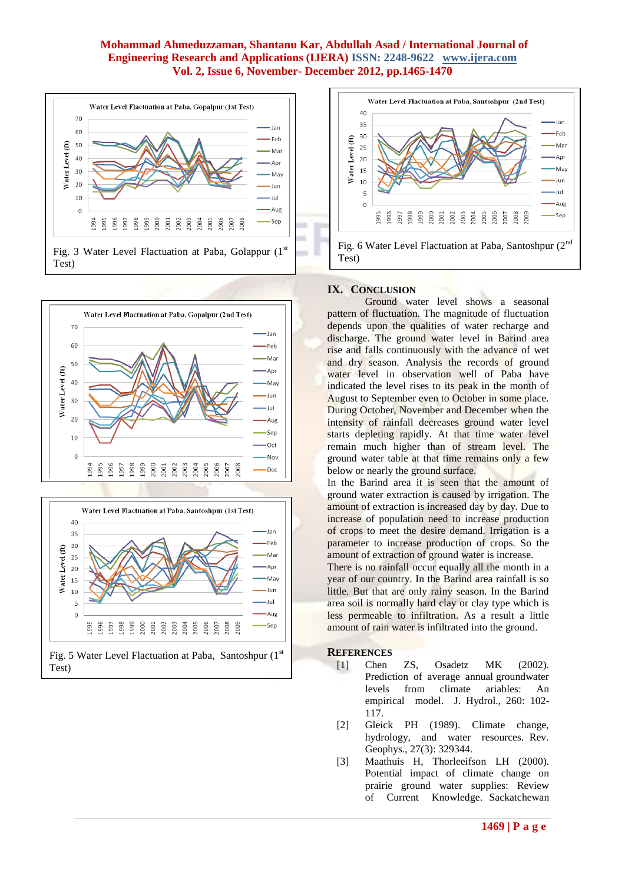Fig. 3 Water Level Flactuation at Paba, Golappur (1st Test)

Fig. 5 Water Level Flactuation at Paba, Santoshpur (1st Test)

Fig. 6 Water Level Flactuation at Paba, Santoshpur (2nd Test)

## IX. CONCLUSION

Ground water level shows a seasonal pattern of fluctuation. The magnitude of fluctuation depends upon the qualities of water recharge and discharge. The ground water level in Barind area rise and falls continuously with the advance of wet and dry season. Analysis the records of ground water level in observation well of Paba have indicated the level rises to its peak in the month of August to September even to October in some place. During October, November and December when the intensity of rainfall decreases ground water level starts depleting rapidly. At that time water level remain much higher than of stream level. The ground water table at that time remains only a few below or nearly the ground surface.

In the Barind area it is seen that the amount of ground water extraction is caused by irrigation. The amount of extraction is increased day by day. Due to increase of population need to increase production of crops to meet the desire demand. Irrigation is a parameter to increase production of crops. So the amount of extraction of ground water is increase.

There is no rainfall occur equally all the month in a year of our country. In the Barind area rainfall is so little. But that are only rainy season. In the Barind area soil is normally hard clay or clay type which is less permeable to infiltration. As a result a little amount of rain water is infiltrated into the ground.

## REFERENCES

[1] Chen ZS, Osadetz MK (2002). Prediction of average annual groundwater levels from climate ariables: An empirical model. J. Hydrol., 260: 102-117.

[2] Gleick PH (1989). Climate change, hydrology, and water resources. Rev. Geophys., 27(3): 329344.

[3] Maathuis H, Thorleeifson LH (2000). Potential impact of climate change on prairie ground water supplies: Review of Current Knowledge. Sackatchewan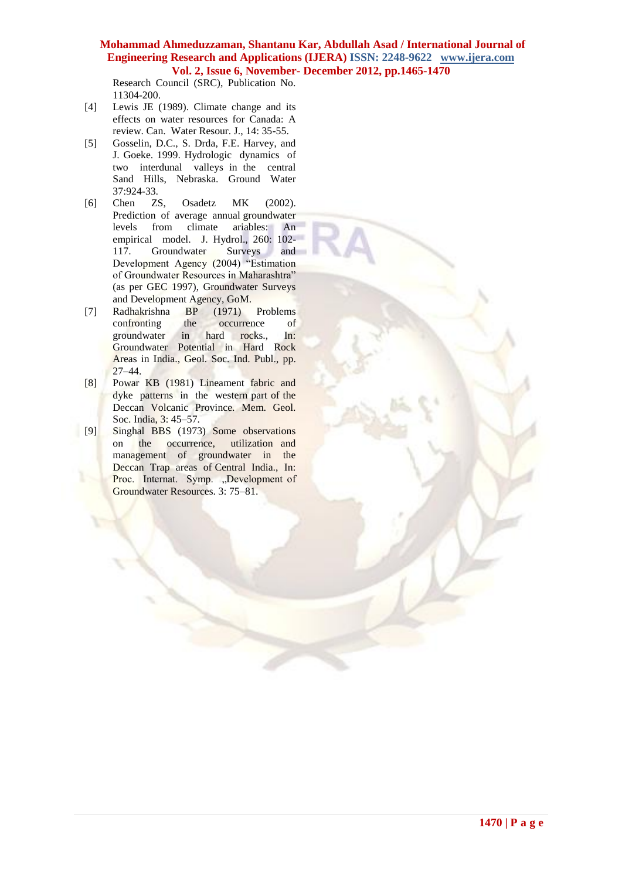Research Council (SRC), Publication No. 11304-200.

[4] Lewis JE (1989). Climate change and its effects on water resources for Canada: A review. Can. Water Resour. J., 14: 35-55.

[5] Gosselin, D.C., S. Drda, F.E. Harvey, and J. Goeke. 1999. Hydrologic dynamics of two interdunal valleys in the central Sand Hills, Nebraska. Ground Water 37:924-33.

[6] Chen ZS, Osadetz MK (2002). Prediction of average annual groundwater levels from climate ariables: An empirical model. J. Hydrol., 260: 102-117. Groundwater Surveys and Development Agency (2004) "Estimation of Groundwater Resources in Maharashtra" (as per GEC 1997), Groundwater Surveys and Development Agency, GoM.

[7] Radhakrishna BP (1971) Problems confronting the occurrence of groundwater in hard rocks., In: Groundwater Potential in Hard Rock Areas in India., Geol. Soc. Ind. Publ., pp. 27–44.

[8] Powar KB (1981) Lineament fabric and dyke patterns in the western part of the Deccan Volcanic Province. Mem. Geol. Soc. India, 3: 45–57.

[9] Singhal BBS (1973) Some observations on the occurrence, utilization and management of groundwater in the Deccan Trap areas of Central India., In: Proc. Internat. Symp. „Development of Groundwater Resources. 3: 75–81.